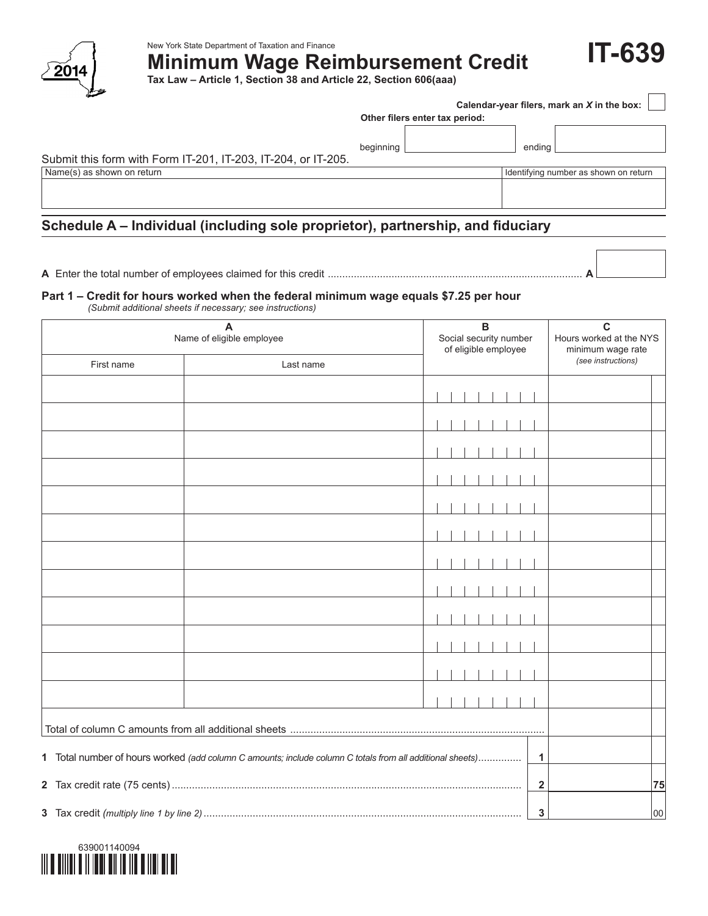New York State Department of Taxation and Finance

# Minimum Wage Reimbursement Credit

**IT-639**

2014

**Tax Law – Article 1, Section 38 and Article 22, Section 606(aaa)**

**Calendar-year filers, mark an X in the box:** ☐

**Other filers enter tax period:**

beginning ________ ending ________

Submit this form with Form IT-201, IT-203, IT-204, or IT-205.

| Name(s) as shown on return | Identifying number as shown on return |
|---|---|
| | |

## Schedule A – Individual (including sole proprietor), partnership, and fiduciary

**A** Enter the total number of employees claimed for this credit ........................................ **A** ________

### Part 1 – Credit for hours worked when the federal minimum wage equals $7.25 per hour

*(Submit additional sheets if necessary; see instructions)*

| A Name of eligible employee | | B Social security number of eligible employee | C Hours worked at the NYS minimum wage rate *(see instructions)* |
|---|---|---|---|
| First name | Last name | | |
| | | | |
| | | | |
| | | | |
| | | | |
| | | | |
| | | | |
| | | | |
| | | | |
| | | | |
| | | | |
| | | | |
| | | | |
| Total of column C amounts from all additional sheets ........................................ | | | |

| | | | |
|---|---|---|---|
| **1** | Total number of hours worked *(add column C amounts; include column C totals from all additional sheets)*.............. | **1** | |
| **2** | Tax credit rate (75 cents) ........................................ | **2** | 75 |
| **3** | Tax credit *(multiply line 1 by line 2)* ........................................ | **3** | 00 |

639001140094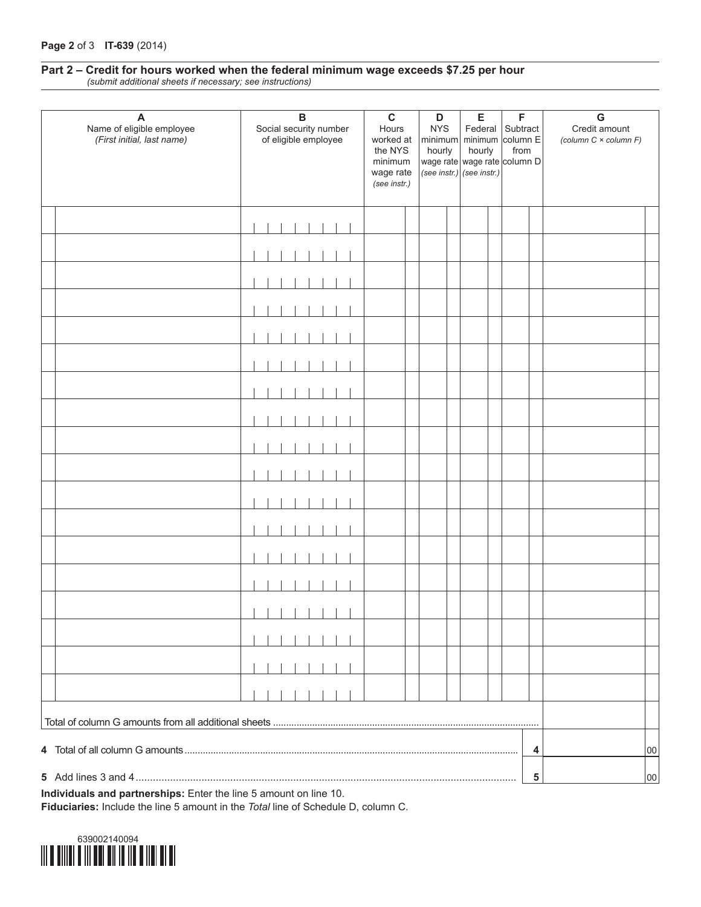## Part 2 – Credit for hours worked when the federal minimum wage exceeds $7.25 per hour

*(submit additional sheets if necessary; see instructions)*

| A<br>Name of eligible employee<br>*(First initial, last name)* | B<br>Social security number of eligible employee | C<br>Hours worked at the NYS minimum wage rate *(see instr.)* | D<br>NYS minimum hourly wage rate *(see instr.)* | E<br>Federal minimum hourly wage rate *(see instr.)* | F<br>Subtract column E from column D | G<br>Credit amount<br>*(column C × column F)* |
|---|---|---|---|---|---|---|
| | | | | | | |
| | | | | | | |
| | | | | | | |
| | | | | | | |
| | | | | | | |
| | | | | | | |
| | | | | | | |
| | | | | | | |
| | | | | | | |
| | | | | | | |
| | | | | | | |
| | | | | | | |
| | | | | | | |
| | | | | | | |
| | | | | | | |
| | | | | | | |
| | | | | | | |
| | | | | | | |
| Total of column G amounts from all additional sheets | | | | | | |
| **4** Total of all column G amounts | | | | | **4** | 00 |
| **5** Add lines 3 and 4 | | | | | **5** | 00 |

**Individuals and partnerships:** Enter the line 5 amount on line 10.

**Fiduciaries:** Include the line 5 amount in the *Total* line of Schedule D, column C.

639002140094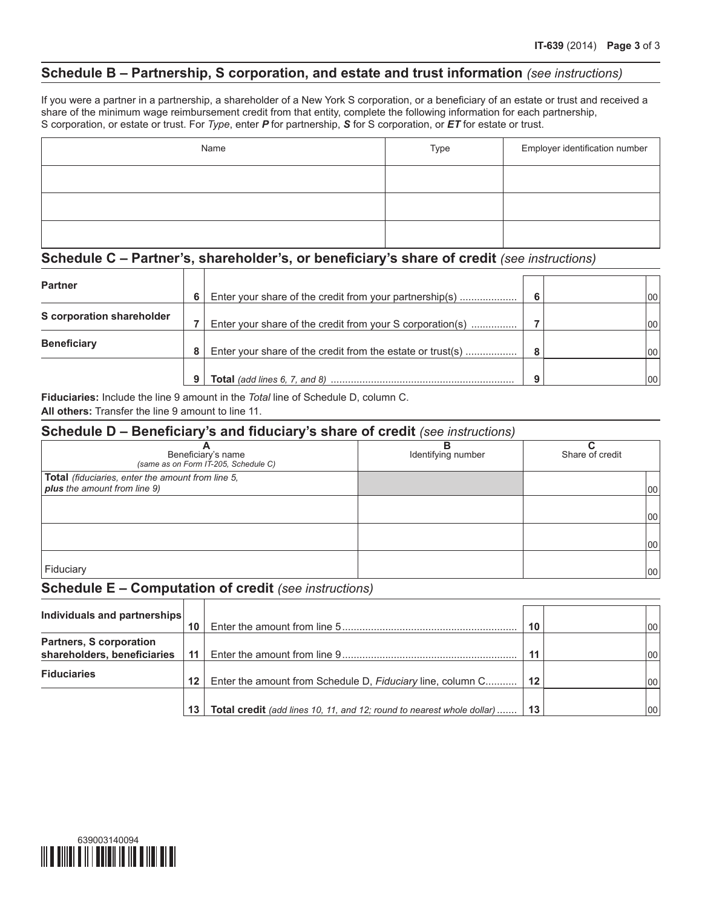## Schedule B – Partnership, S corporation, and estate and trust information *(see instructions)*

If you were a partner in a partnership, a shareholder of a New York S corporation, or a beneficiary of an estate or trust and received a share of the minimum wage reimbursement credit from that entity, complete the following information for each partnership, S corporation, or estate or trust. For *Type*, enter ***P*** for partnership, ***S*** for S corporation, or ***ET*** for estate or trust.

| Name | Type | Employer identification number |
|---|---|---|
| | | |
| | | |
| | | |

## Schedule C – Partner's, shareholder's, or beneficiary's share of credit *(see instructions)*

| | | | | |
|---|---|---|---|---|
| **Partner** | 6 | Enter your share of the credit from your partnership(s) | 6 | 00 |
| **S corporation shareholder** | 7 | Enter your share of the credit from your S corporation(s) | 7 | 00 |
| **Beneficiary** | 8 | Enter your share of the credit from the estate or trust(s) | 8 | 00 |
| | 9 | **Total** *(add lines 6, 7, and 8)* | 9 | 00 |

**Fiduciaries:** Include the line 9 amount in the *Total* line of Schedule D, column C.

**All others:** Transfer the line 9 amount to line 11.

## Schedule D – Beneficiary's and fiduciary's share of credit *(see instructions)*

| A<br>Beneficiary's name<br>*(same as on Form IT-205, Schedule C)* | B<br>Identifying number | C<br>Share of credit |
|---|---|---|
| **Total** *(fiduciaries, enter the amount from line 5,* ***plus*** *the amount from line 9)* | | 00 |
| | | 00 |
| | | 00 |
| Fiduciary | | 00 |

## Schedule E – Computation of credit *(see instructions)*

| | | | | |
|---|---|---|---|---|
| **Individuals and partnerships** | 10 | Enter the amount from line 5 | 10 | 00 |
| **Partners, S corporation shareholders, beneficiaries** | 11 | Enter the amount from line 9 | 11 | 00 |
| **Fiduciaries** | 12 | Enter the amount from Schedule D, *Fiduciary* line, column C | 12 | 00 |
| | 13 | **Total credit** *(add lines 10, 11, and 12; round to nearest whole dollar)* | 13 | 00 |

639003140094